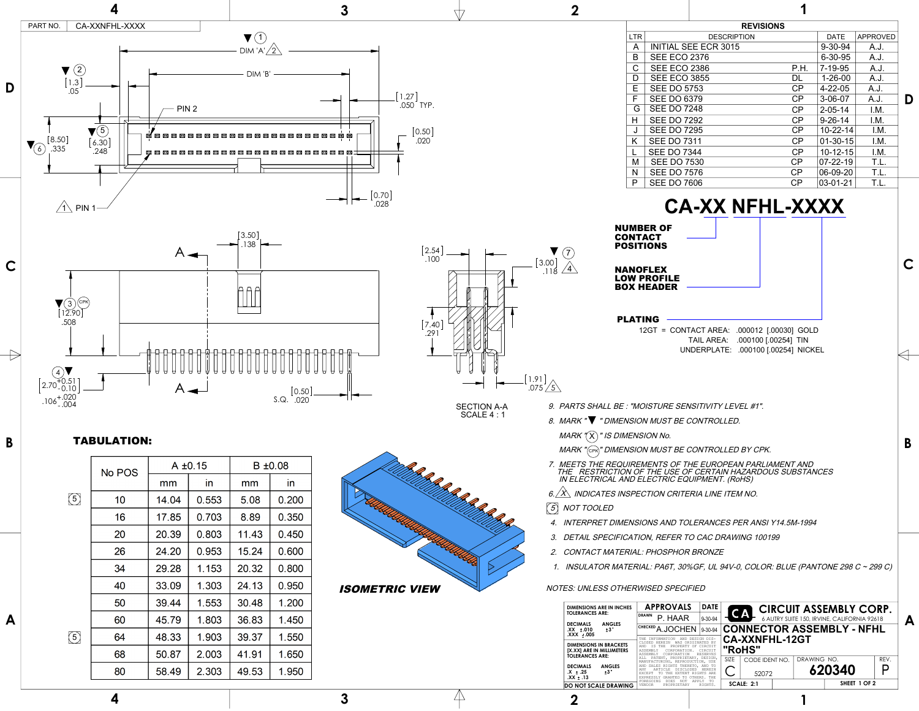PART NO. CA-XXNFHL-XXXX

## REVISIONS

| LTR | DESCRIPTION | | DATE | APPROVED |
|---|---|---|---|---|
| A | INITIAL SEE ECR 3015 | | 9-30-94 | A.J. |
| B | SEE ECO 2376 | | 6-30-95 | A.J. |
| C | SEE ECO 2386 | P.H. | 7-19-95 | A.J. |
| D | SEE ECO 3855 | DL | 1-26-00 | A.J. |
| E | SEE DO 5753 | CP | 4-22-05 | A.J. |
| F | SEE DO 6379 | CP | 3-06-07 | A.J. |
| G | SEE DO 7248 | CP | 2-05-14 | I.M. |
| H | SEE DO 7292 | CP | 9-26-14 | I.M. |
| J | SEE DO 7295 | CP | 10-22-14 | I.M. |
| K | SEE DO 7311 | CP | 01-30-15 | I.M. |
| L | SEE DO 7344 | CP | 10-12-15 | I.M. |
| M | SEE DO 7530 | CP | 07-22-19 | T.L. |
| N | SEE DO 7576 | CP | 06-09-20 | T.L. |
| P | SEE DO 7606 | CP | 03-01-21 | T.L. |

DIM 'A' 1 2; DIM 'B'; PIN 2; PIN 1; [1.3] .05 (2); [8.50] .335 (6); [6.30] .248 (5); [1.27] .050 TYP.; [0.50] .020; [0.70] .028; [3.50] .138; [12.90] .508 (3 CPK); 2.70 +0.51/-0.10, .106 +.020/-.004 (4); [0.50] S.Q. .020; [2.54] .100; [3.00] .118 (7, 4); [7.40] .291; [1.91] .075 (5)

SECTION A-A
SCALE 4 : 1

# CA-XX NFHL-XXXX

- NUMBER OF CONTACT POSITIONS
- NANOFLEX LOW PROFILE BOX HEADER
- PLATING

12GT = CONTACT AREA: .000012 [.00030] GOLD
TAIL AREA: .000100 [.00254] TIN
UNDERPLATE: .000100 [.00254] NICKEL

## TABULATION:

| No POS | A ±0.15 mm | A ±0.15 in | B ±0.08 mm | B ±0.08 in |
|---|---|---|---|---|
| 10 (5) | 14.04 | 0.553 | 5.08 | 0.200 |
| 16 | 17.85 | 0.703 | 8.89 | 0.350 |
| 20 | 20.39 | 0.803 | 11.43 | 0.450 |
| 26 | 24.20 | 0.953 | 15.24 | 0.600 |
| 34 | 29.28 | 1.153 | 20.32 | 0.800 |
| 40 | 33.09 | 1.303 | 24.13 | 0.950 |
| 50 | 39.44 | 1.553 | 30.48 | 1.200 |
| 60 | 45.79 | 1.803 | 36.83 | 1.450 |
| 64 (5) | 48.33 | 1.903 | 39.37 | 1.550 |
| 68 | 50.87 | 2.003 | 41.91 | 1.650 |
| 80 | 58.49 | 2.303 | 49.53 | 1.950 |

***ISOMETRIC VIEW***

*9. PARTS SHALL BE : "MOISTURE SENSITIVITY LEVEL #1".*

*8. MARK "▼" DIMENSION MUST BE CONTROLLED.*
*MARK "(X)" IS DIMENSION No.*
*MARK "(CPK)" DIMENSION MUST BE CONTROLLED BY CPK.*

*7. MEETS THE REQUIREMENTS OF THE EUROPEAN PARLIAMENT AND THE RESTRICTION OF THE USE OF CERTAIN HAZARDOUS SUBSTANCES IN ELECTRICAL AND ELECTRIC EQUIPMENT. (RoHS)*

*6. (X) INDICATES INSPECTION CRITERIA LINE ITEM NO.*

*5. NOT TOOLED*

*4. INTERPRET DIMENSIONS AND TOLERANCES PER ANSI Y14.5M-1994*

*3. DETAIL SPECIFICATION, REFER TO CAC DRAWING 100199*

*2. CONTACT MATERIAL: PHOSPHOR BRONZE*

*1. INSULATOR MATERIAL: PA6T, 30%GF, UL 94V-0, COLOR: BLUE (PANTONE 298 C ~ 299 C)*

*NOTES: UNLESS OTHERWISED SPECIFIED*

DIMENSIONS ARE IN INCHES TOLERANCES ARE:
DECIMALS .XX ±.010 .XXX ±.005; ANGLES ±3°
DIMENSIONS IN BRACKETS [X.XX] ARE IN MILLIMETERS TOLERANCES ARE:
DECIMALS .X ±.25 .XX ±.13; ANGLES ±3°
DO NOT SCALE DRAWING

| APPROVALS | DATE |
|---|---|
| DRAWN P. HAAR | 9-30-94 |
| CHECKED A.JOCHEN | 9-30-94 |

THE INFORMATION AND DESIGN DISCLOSED HEREIN WAS ORIGINATED BY AND IS THE PROPERTY OF CIRCUIT ASSEMBLY CORPORATION. CIRCUIT ASSEMBLY CORPORATION RESERVES ALL PATENT, PROPRIETARY, DESIGN, MANUFACTURING, REPRODUCTION, USE AND SALES RIGHTS THERETO, AND TO ANY ARTICLE DISCLOSED HEREIN EXCEPT TO THE EXTENT RIGHTS ARE EXPRESSLY GRANTED TO OTHERS. THE FOREGOING DOES NOT APPLY TO VENDOR PROPRIETARY RIGHTS.

**CIRCUIT ASSEMBLY CORP.**
6 AUTRY SUITE 150, IRVINE, CALIFORNIA 92618

**CONNECTOR ASSEMBLY - NFHL CA-XXNFHL-12GT "RoHS"**

SIZE: C | CODE IDENT NO. 52072 | DRAWING NO. 620340 | REV. P
SCALE: 2:1 | SHEET 1 OF 2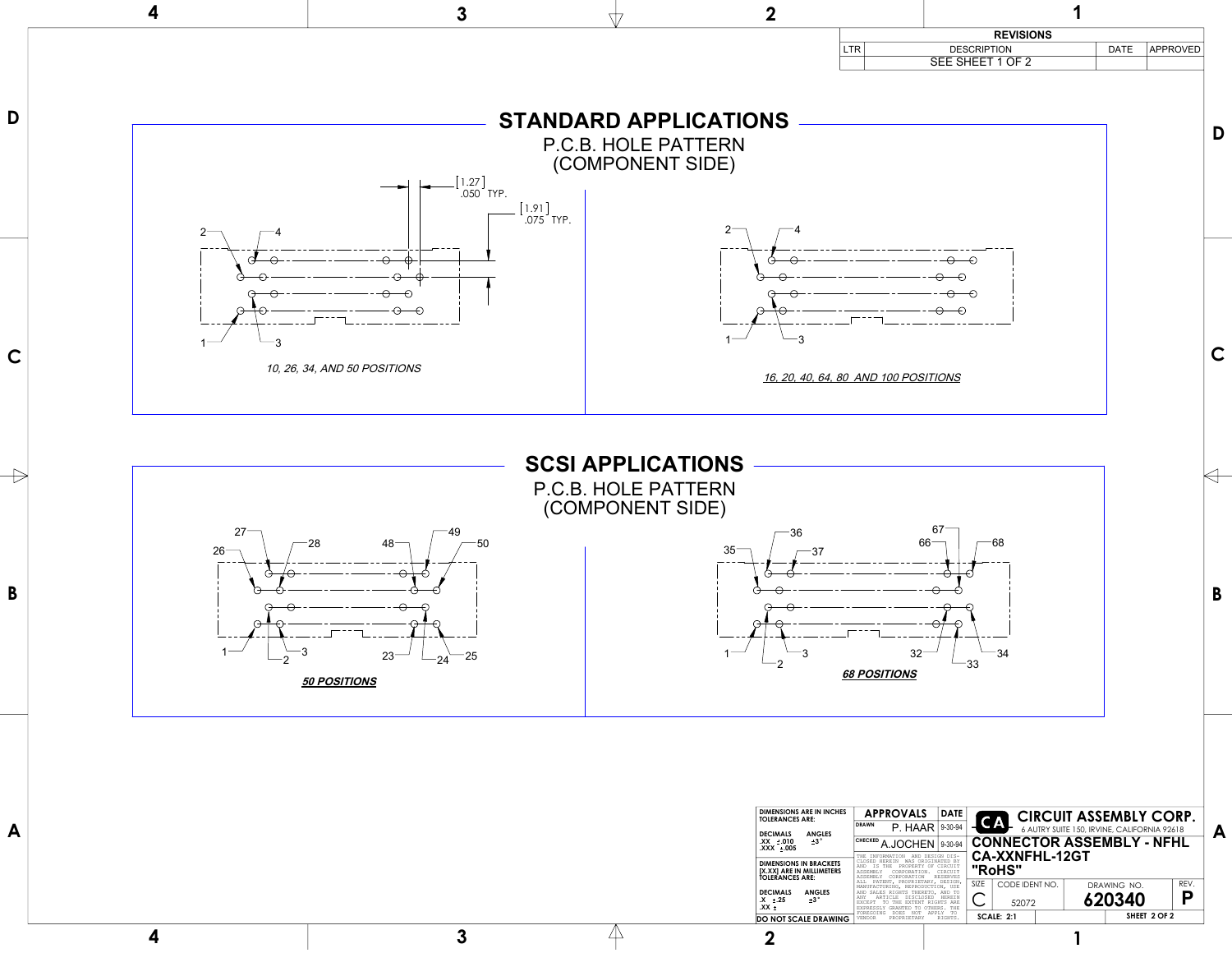| REVISIONS | | | |
|---|---|---|---|
| LTR | DESCRIPTION | DATE | APPROVED |
| | SEE SHEET 1 OF 2 | | |

## STANDARD APPLICATIONS

P.C.B. HOLE PATTERN
(COMPONENT SIDE)

[1.27]
.050 TYP.

[1.91]
.075 TYP.

2 4 1 3

*10, 26, 34, AND 50 POSITIONS*

2 4 1 3

*16, 20, 40, 64, 80 AND 100 POSITIONS*

## SCSI APPLICATIONS

P.C.B. HOLE PATTERN
(COMPONENT SIDE)

27 28 48 49 26 50 1 2 3 23 24 25

***50 POSITIONS***

36 67 35 37 66 68 1 2 3 32 33 34

***68 POSITIONS***

DIMENSIONS ARE IN INCHES
TOLERANCES ARE:

DECIMALS .XX ±.010 .XXX ±.005
ANGLES ±3°

DIMENSIONS IN BRACKETS [X.XX] ARE IN MILLIMETERS
TOLERANCES ARE:

DECIMALS .X ±.25 .XX ±
ANGLES ±3°

DO NOT SCALE DRAWING

| APPROVALS | DATE |
|---|---|
| DRAWN P. HAAR | 9-30-94 |
| CHECKED A.JOCHEN | 9-30-94 |

THE INFORMATION AND DESIGN DISCLOSED HEREIN WAS ORIGINATED BY AND IS THE PROPERTY OF CIRCUIT ASSEMBLY CORPORATION. CIRCUIT ASSEMBLY CORPORATION RESERVES ALL PATENT, PROPRIETARY, DESIGN, MANUFACTURING, REPRODUCTION, USE AND SALES RIGHTS THERETO, AND TO ANY ARTICLE DISCLOSED HEREIN EXCEPT TO THE EXTENT RIGHTS ARE EXPRESSLY GRANTED TO OTHERS. THE FOREGOING DOES NOT APPLY TO VENDOR PROPRIETARY RIGHTS.

**CIRCUIT ASSEMBLY CORP.**
6 AUTRY SUITE 150, IRVINE, CALIFORNIA 92618

**CONNECTOR ASSEMBLY - NFHL**
**CA-XXNFHL-12GT**
**"RoHS"**

| SIZE | CODE IDENT NO. | DRAWING NO. | REV. |
|---|---|---|---|
| C | 52072 | 620340 | P |

SCALE: 2:1 | SHEET 2 OF 2